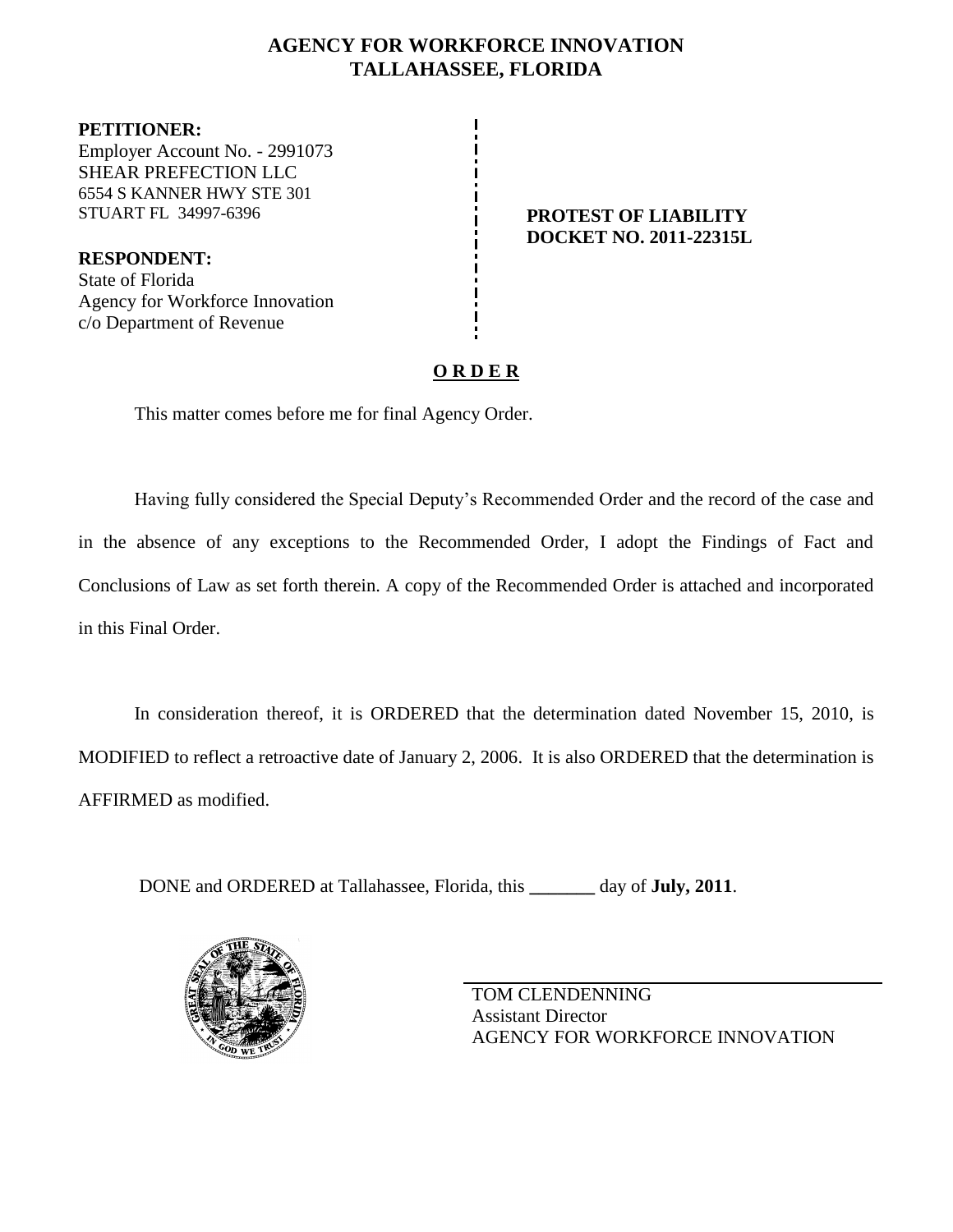# AGENCY FOR WORKFORCE INNOVATION
## TALLAHASSEE, FLORIDA

**PETITIONER:**
Employer Account No. - 2991073
SHEAR PREFECTION LLC
6554 S KANNER HWY STE 301
STUART FL 34997-6396

**RESPONDENT:**
State of Florida
Agency for Workforce Innovation
c/o Department of Revenue

**PROTEST OF LIABILITY**
**DOCKET NO. 2011-22315L**

**O R D E R**

This matter comes before me for final Agency Order.

Having fully considered the Special Deputy's Recommended Order and the record of the case and in the absence of any exceptions to the Recommended Order, I adopt the Findings of Fact and Conclusions of Law as set forth therein. A copy of the Recommended Order is attached and incorporated in this Final Order.

In consideration thereof, it is ORDERED that the determination dated November 15, 2010, is MODIFIED to reflect a retroactive date of January 2, 2006. It is also ORDERED that the determination is AFFIRMED as modified.

DONE and ORDERED at Tallahassee, Florida, this _______ day of **July, 2011**.

TOM CLENDENNING
Assistant Director
AGENCY FOR WORKFORCE INNOVATION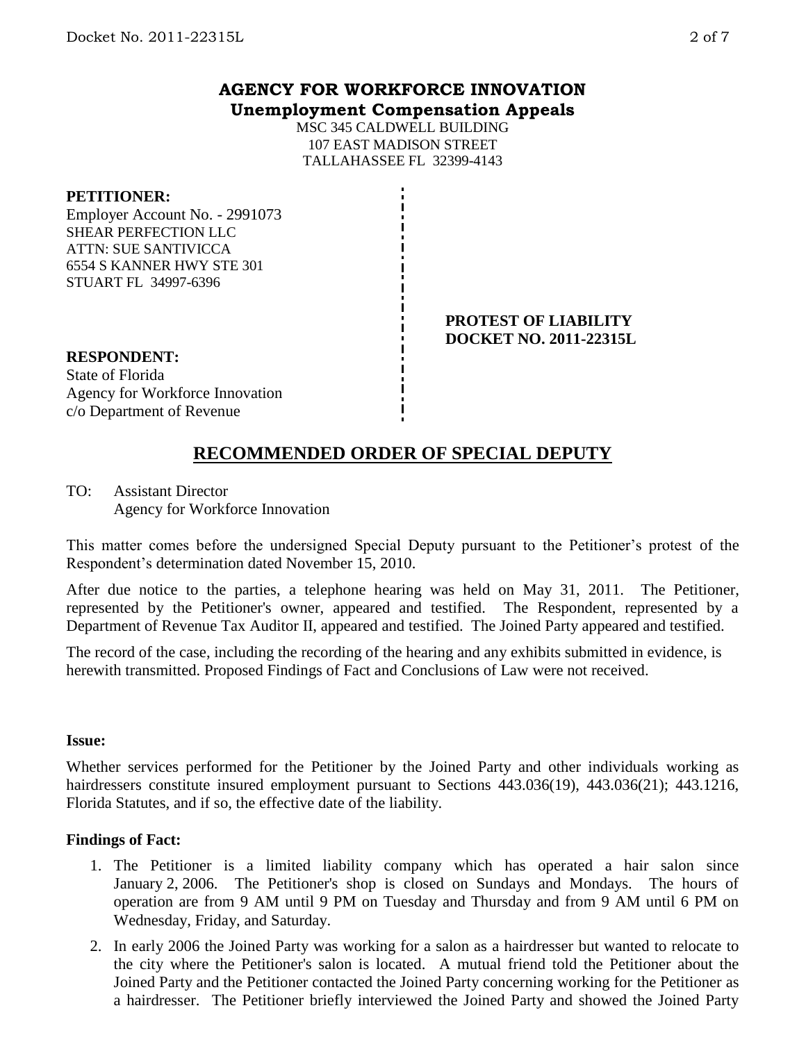# AGENCY FOR WORKFORCE INNOVATION
## Unemployment Compensation Appeals

MSC 345 CALDWELL BUILDING
107 EAST MADISON STREET
TALLAHASSEE FL 32399-4143

**PETITIONER:**
Employer Account No. - 2991073
SHEAR PERFECTION LLC
ATTN: SUE SANTIVICCA
6554 S KANNER HWY STE 301
STUART FL 34997-6396

**PROTEST OF LIABILITY**
**DOCKET NO. 2011-22315L**

**RESPONDENT:**
State of Florida
Agency for Workforce Innovation
c/o Department of Revenue

## RECOMMENDED ORDER OF SPECIAL DEPUTY

TO: Assistant Director
Agency for Workforce Innovation

This matter comes before the undersigned Special Deputy pursuant to the Petitioner's protest of the Respondent's determination dated November 15, 2010.

After due notice to the parties, a telephone hearing was held on May 31, 2011. The Petitioner, represented by the Petitioner's owner, appeared and testified. The Respondent, represented by a Department of Revenue Tax Auditor II, appeared and testified. The Joined Party appeared and testified.

The record of the case, including the recording of the hearing and any exhibits submitted in evidence, is herewith transmitted. Proposed Findings of Fact and Conclusions of Law were not received.

**Issue:**

Whether services performed for the Petitioner by the Joined Party and other individuals working as hairdressers constitute insured employment pursuant to Sections 443.036(19), 443.036(21); 443.1216, Florida Statutes, and if so, the effective date of the liability.

**Findings of Fact:**

1. The Petitioner is a limited liability company which has operated a hair salon since January 2, 2006. The Petitioner's shop is closed on Sundays and Mondays. The hours of operation are from 9 AM until 9 PM on Tuesday and Thursday and from 9 AM until 6 PM on Wednesday, Friday, and Saturday.
2. In early 2006 the Joined Party was working for a salon as a hairdresser but wanted to relocate to the city where the Petitioner's salon is located. A mutual friend told the Petitioner about the Joined Party and the Petitioner contacted the Joined Party concerning working for the Petitioner as a hairdresser. The Petitioner briefly interviewed the Joined Party and showed the Joined Party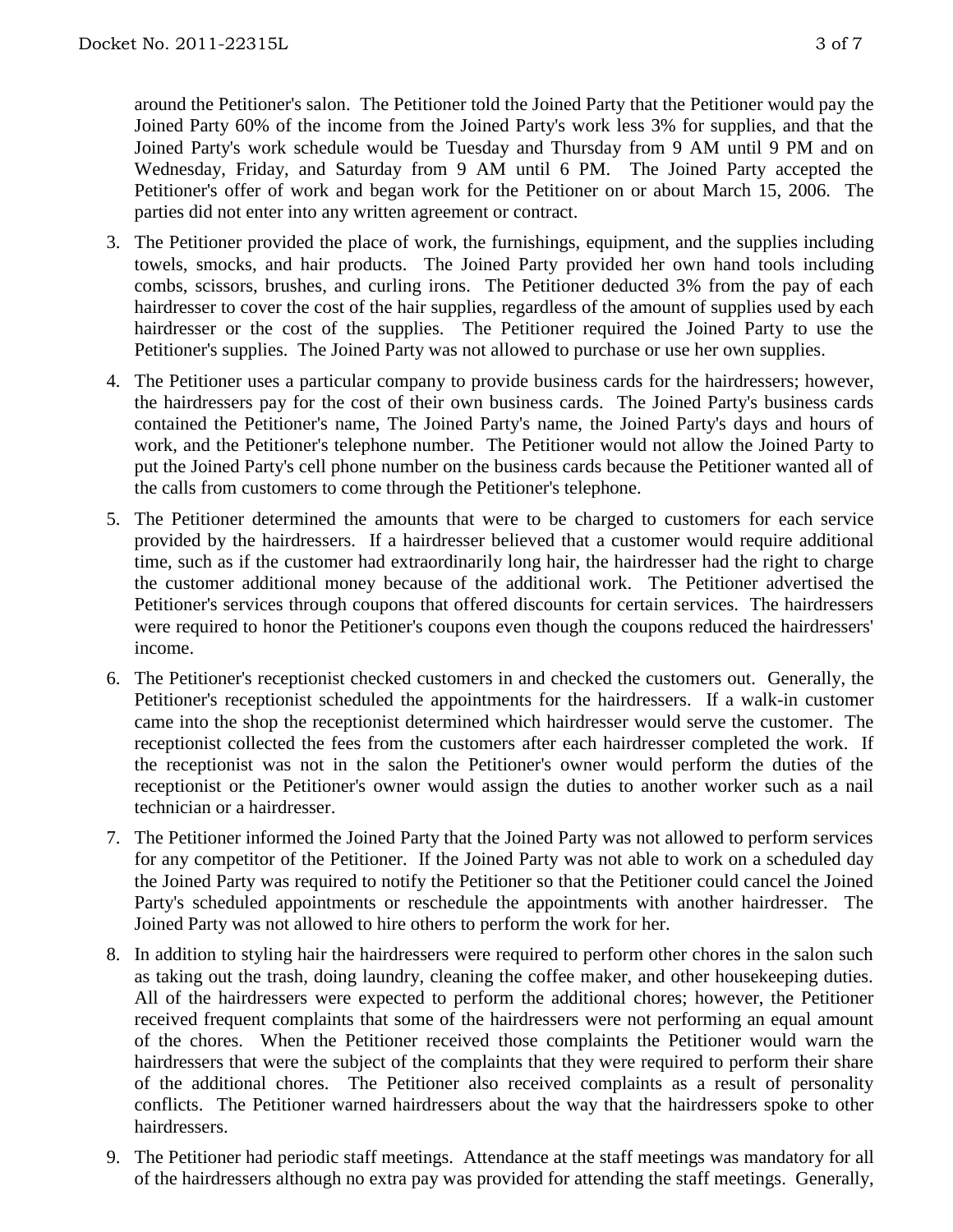around the Petitioner's salon. The Petitioner told the Joined Party that the Petitioner would pay the Joined Party 60% of the income from the Joined Party's work less 3% for supplies, and that the Joined Party's work schedule would be Tuesday and Thursday from 9 AM until 9 PM and on Wednesday, Friday, and Saturday from 9 AM until 6 PM. The Joined Party accepted the Petitioner's offer of work and began work for the Petitioner on or about March 15, 2006. The parties did not enter into any written agreement or contract.

3. The Petitioner provided the place of work, the furnishings, equipment, and the supplies including towels, smocks, and hair products. The Joined Party provided her own hand tools including combs, scissors, brushes, and curling irons. The Petitioner deducted 3% from the pay of each hairdresser to cover the cost of the hair supplies, regardless of the amount of supplies used by each hairdresser or the cost of the supplies. The Petitioner required the Joined Party to use the Petitioner's supplies. The Joined Party was not allowed to purchase or use her own supplies.

4. The Petitioner uses a particular company to provide business cards for the hairdressers; however, the hairdressers pay for the cost of their own business cards. The Joined Party's business cards contained the Petitioner's name, The Joined Party's name, the Joined Party's days and hours of work, and the Petitioner's telephone number. The Petitioner would not allow the Joined Party to put the Joined Party's cell phone number on the business cards because the Petitioner wanted all of the calls from customers to come through the Petitioner's telephone.

5. The Petitioner determined the amounts that were to be charged to customers for each service provided by the hairdressers. If a hairdresser believed that a customer would require additional time, such as if the customer had extraordinarily long hair, the hairdresser had the right to charge the customer additional money because of the additional work. The Petitioner advertised the Petitioner's services through coupons that offered discounts for certain services. The hairdressers were required to honor the Petitioner's coupons even though the coupons reduced the hairdressers' income.

6. The Petitioner's receptionist checked customers in and checked the customers out. Generally, the Petitioner's receptionist scheduled the appointments for the hairdressers. If a walk-in customer came into the shop the receptionist determined which hairdresser would serve the customer. The receptionist collected the fees from the customers after each hairdresser completed the work. If the receptionist was not in the salon the Petitioner's owner would perform the duties of the receptionist or the Petitioner's owner would assign the duties to another worker such as a nail technician or a hairdresser.

7. The Petitioner informed the Joined Party that the Joined Party was not allowed to perform services for any competitor of the Petitioner. If the Joined Party was not able to work on a scheduled day the Joined Party was required to notify the Petitioner so that the Petitioner could cancel the Joined Party's scheduled appointments or reschedule the appointments with another hairdresser. The Joined Party was not allowed to hire others to perform the work for her.

8. In addition to styling hair the hairdressers were required to perform other chores in the salon such as taking out the trash, doing laundry, cleaning the coffee maker, and other housekeeping duties. All of the hairdressers were expected to perform the additional chores; however, the Petitioner received frequent complaints that some of the hairdressers were not performing an equal amount of the chores. When the Petitioner received those complaints the Petitioner would warn the hairdressers that were the subject of the complaints that they were required to perform their share of the additional chores. The Petitioner also received complaints as a result of personality conflicts. The Petitioner warned hairdressers about the way that the hairdressers spoke to other hairdressers.

9. The Petitioner had periodic staff meetings. Attendance at the staff meetings was mandatory for all of the hairdressers although no extra pay was provided for attending the staff meetings. Generally,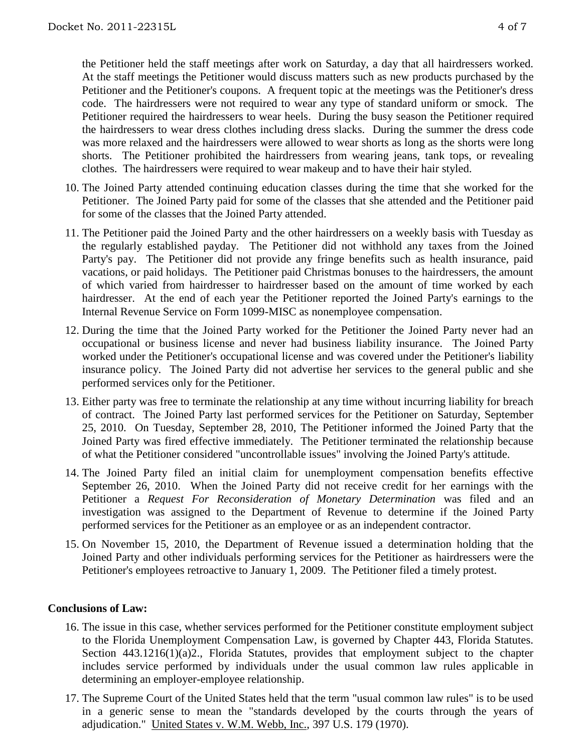the Petitioner held the staff meetings after work on Saturday, a day that all hairdressers worked. At the staff meetings the Petitioner would discuss matters such as new products purchased by the Petitioner and the Petitioner's coupons. A frequent topic at the meetings was the Petitioner's dress code. The hairdressers were not required to wear any type of standard uniform or smock. The Petitioner required the hairdressers to wear heels. During the busy season the Petitioner required the hairdressers to wear dress clothes including dress slacks. During the summer the dress code was more relaxed and the hairdressers were allowed to wear shorts as long as the shorts were long shorts. The Petitioner prohibited the hairdressers from wearing jeans, tank tops, or revealing clothes. The hairdressers were required to wear makeup and to have their hair styled.

10. The Joined Party attended continuing education classes during the time that she worked for the Petitioner. The Joined Party paid for some of the classes that she attended and the Petitioner paid for some of the classes that the Joined Party attended.
11. The Petitioner paid the Joined Party and the other hairdressers on a weekly basis with Tuesday as the regularly established payday. The Petitioner did not withhold any taxes from the Joined Party's pay. The Petitioner did not provide any fringe benefits such as health insurance, paid vacations, or paid holidays. The Petitioner paid Christmas bonuses to the hairdressers, the amount of which varied from hairdresser to hairdresser based on the amount of time worked by each hairdresser. At the end of each year the Petitioner reported the Joined Party's earnings to the Internal Revenue Service on Form 1099-MISC as nonemployee compensation.
12. During the time that the Joined Party worked for the Petitioner the Joined Party never had an occupational or business license and never had business liability insurance. The Joined Party worked under the Petitioner's occupational license and was covered under the Petitioner's liability insurance policy. The Joined Party did not advertise her services to the general public and she performed services only for the Petitioner.
13. Either party was free to terminate the relationship at any time without incurring liability for breach of contract. The Joined Party last performed services for the Petitioner on Saturday, September 25, 2010. On Tuesday, September 28, 2010, The Petitioner informed the Joined Party that the Joined Party was fired effective immediately. The Petitioner terminated the relationship because of what the Petitioner considered "uncontrollable issues" involving the Joined Party's attitude.
14. The Joined Party filed an initial claim for unemployment compensation benefits effective September 26, 2010. When the Joined Party did not receive credit for her earnings with the Petitioner a *Request For Reconsideration of Monetary Determination* was filed and an investigation was assigned to the Department of Revenue to determine if the Joined Party performed services for the Petitioner as an employee or as an independent contractor.
15. On November 15, 2010, the Department of Revenue issued a determination holding that the Joined Party and other individuals performing services for the Petitioner as hairdressers were the Petitioner's employees retroactive to January 1, 2009. The Petitioner filed a timely protest.

**Conclusions of Law:**

16. The issue in this case, whether services performed for the Petitioner constitute employment subject to the Florida Unemployment Compensation Law, is governed by Chapter 443, Florida Statutes. Section 443.1216(1)(a)2., Florida Statutes, provides that employment subject to the chapter includes service performed by individuals under the usual common law rules applicable in determining an employer-employee relationship.
17. The Supreme Court of the United States held that the term "usual common law rules" is to be used in a generic sense to mean the "standards developed by the courts through the years of adjudication." United States v. W.M. Webb, Inc., 397 U.S. 179 (1970).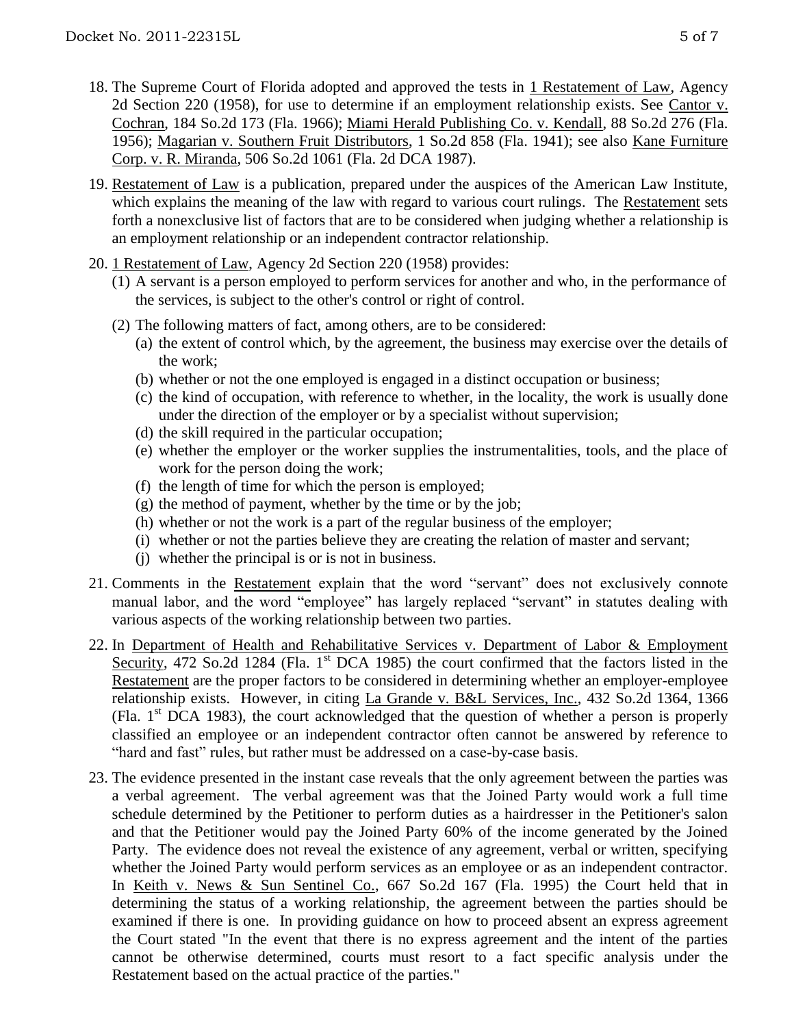18. The Supreme Court of Florida adopted and approved the tests in 1 Restatement of Law, Agency 2d Section 220 (1958), for use to determine if an employment relationship exists. See Cantor v. Cochran, 184 So.2d 173 (Fla. 1966); Miami Herald Publishing Co. v. Kendall, 88 So.2d 276 (Fla. 1956); Magarian v. Southern Fruit Distributors, 1 So.2d 858 (Fla. 1941); see also Kane Furniture Corp. v. R. Miranda, 506 So.2d 1061 (Fla. 2d DCA 1987).

19. Restatement of Law is a publication, prepared under the auspices of the American Law Institute, which explains the meaning of the law with regard to various court rulings. The Restatement sets forth a nonexclusive list of factors that are to be considered when judging whether a relationship is an employment relationship or an independent contractor relationship.

20. 1 Restatement of Law, Agency 2d Section 220 (1958) provides:
    (1) A servant is a person employed to perform services for another and who, in the performance of the services, is subject to the other's control or right of control.
    (2) The following matters of fact, among others, are to be considered:
        (a) the extent of control which, by the agreement, the business may exercise over the details of the work;
        (b) whether or not the one employed is engaged in a distinct occupation or business;
        (c) the kind of occupation, with reference to whether, in the locality, the work is usually done under the direction of the employer or by a specialist without supervision;
        (d) the skill required in the particular occupation;
        (e) whether the employer or the worker supplies the instrumentalities, tools, and the place of work for the person doing the work;
        (f) the length of time for which the person is employed;
        (g) the method of payment, whether by the time or by the job;
        (h) whether or not the work is a part of the regular business of the employer;
        (i) whether or not the parties believe they are creating the relation of master and servant;
        (j) whether the principal is or is not in business.

21. Comments in the Restatement explain that the word "servant" does not exclusively connote manual labor, and the word "employee" has largely replaced "servant" in statutes dealing with various aspects of the working relationship between two parties.

22. In Department of Health and Rehabilitative Services v. Department of Labor & Employment Security, 472 So.2d 1284 (Fla. 1st DCA 1985) the court confirmed that the factors listed in the Restatement are the proper factors to be considered in determining whether an employer-employee relationship exists. However, in citing La Grande v. B&L Services, Inc., 432 So.2d 1364, 1366 (Fla. 1st DCA 1983), the court acknowledged that the question of whether a person is properly classified an employee or an independent contractor often cannot be answered by reference to "hard and fast" rules, but rather must be addressed on a case-by-case basis.

23. The evidence presented in the instant case reveals that the only agreement between the parties was a verbal agreement. The verbal agreement was that the Joined Party would work a full time schedule determined by the Petitioner to perform duties as a hairdresser in the Petitioner's salon and that the Petitioner would pay the Joined Party 60% of the income generated by the Joined Party. The evidence does not reveal the existence of any agreement, verbal or written, specifying whether the Joined Party would perform services as an employee or as an independent contractor. In Keith v. News & Sun Sentinel Co., 667 So.2d 167 (Fla. 1995) the Court held that in determining the status of a working relationship, the agreement between the parties should be examined if there is one. In providing guidance on how to proceed absent an express agreement the Court stated "In the event that there is no express agreement and the intent of the parties cannot be otherwise determined, courts must resort to a fact specific analysis under the Restatement based on the actual practice of the parties."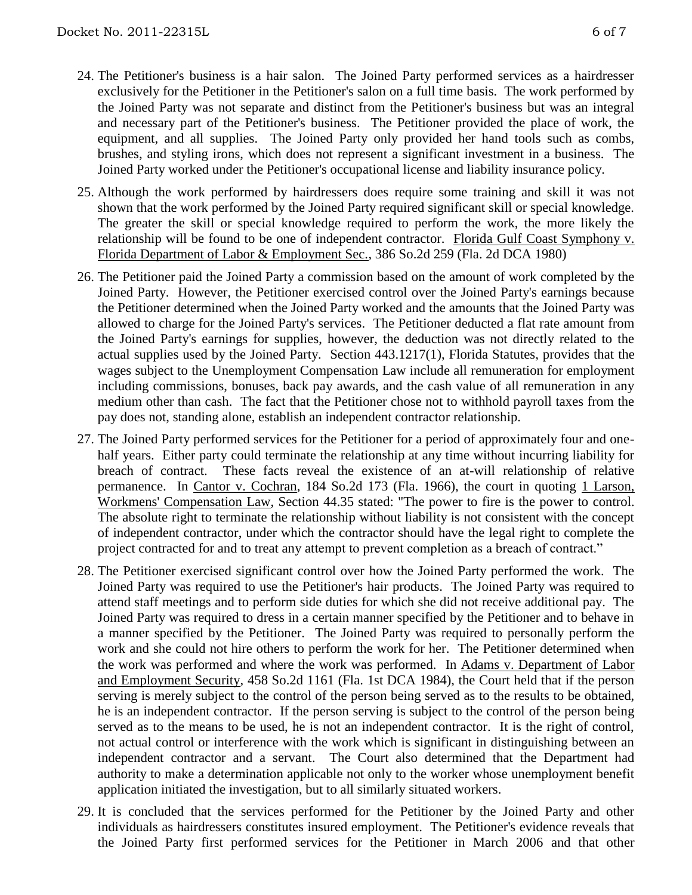24. The Petitioner's business is a hair salon. The Joined Party performed services as a hairdresser exclusively for the Petitioner in the Petitioner's salon on a full time basis. The work performed by the Joined Party was not separate and distinct from the Petitioner's business but was an integral and necessary part of the Petitioner's business. The Petitioner provided the place of work, the equipment, and all supplies. The Joined Party only provided her hand tools such as combs, brushes, and styling irons, which does not represent a significant investment in a business. The Joined Party worked under the Petitioner's occupational license and liability insurance policy.

25. Although the work performed by hairdressers does require some training and skill it was not shown that the work performed by the Joined Party required significant skill or special knowledge. The greater the skill or special knowledge required to perform the work, the more likely the relationship will be found to be one of independent contractor. Florida Gulf Coast Symphony v. Florida Department of Labor & Employment Sec., 386 So.2d 259 (Fla. 2d DCA 1980)

26. The Petitioner paid the Joined Party a commission based on the amount of work completed by the Joined Party. However, the Petitioner exercised control over the Joined Party's earnings because the Petitioner determined when the Joined Party worked and the amounts that the Joined Party was allowed to charge for the Joined Party's services. The Petitioner deducted a flat rate amount from the Joined Party's earnings for supplies, however, the deduction was not directly related to the actual supplies used by the Joined Party. Section 443.1217(1), Florida Statutes, provides that the wages subject to the Unemployment Compensation Law include all remuneration for employment including commissions, bonuses, back pay awards, and the cash value of all remuneration in any medium other than cash. The fact that the Petitioner chose not to withhold payroll taxes from the pay does not, standing alone, establish an independent contractor relationship.

27. The Joined Party performed services for the Petitioner for a period of approximately four and one-half years. Either party could terminate the relationship at any time without incurring liability for breach of contract. These facts reveal the existence of an at-will relationship of relative permanence. In Cantor v. Cochran, 184 So.2d 173 (Fla. 1966), the court in quoting 1 Larson, Workmens' Compensation Law, Section 44.35 stated: "The power to fire is the power to control. The absolute right to terminate the relationship without liability is not consistent with the concept of independent contractor, under which the contractor should have the legal right to complete the project contracted for and to treat any attempt to prevent completion as a breach of contract."

28. The Petitioner exercised significant control over how the Joined Party performed the work. The Joined Party was required to use the Petitioner's hair products. The Joined Party was required to attend staff meetings and to perform side duties for which she did not receive additional pay. The Joined Party was required to dress in a certain manner specified by the Petitioner and to behave in a manner specified by the Petitioner. The Joined Party was required to personally perform the work and she could not hire others to perform the work for her. The Petitioner determined when the work was performed and where the work was performed. In Adams v. Department of Labor and Employment Security, 458 So.2d 1161 (Fla. 1st DCA 1984), the Court held that if the person serving is merely subject to the control of the person being served as to the results to be obtained, he is an independent contractor. If the person serving is subject to the control of the person being served as to the means to be used, he is not an independent contractor. It is the right of control, not actual control or interference with the work which is significant in distinguishing between an independent contractor and a servant. The Court also determined that the Department had authority to make a determination applicable not only to the worker whose unemployment benefit application initiated the investigation, but to all similarly situated workers.

29. It is concluded that the services performed for the Petitioner by the Joined Party and other individuals as hairdressers constitutes insured employment. The Petitioner's evidence reveals that the Joined Party first performed services for the Petitioner in March 2006 and that other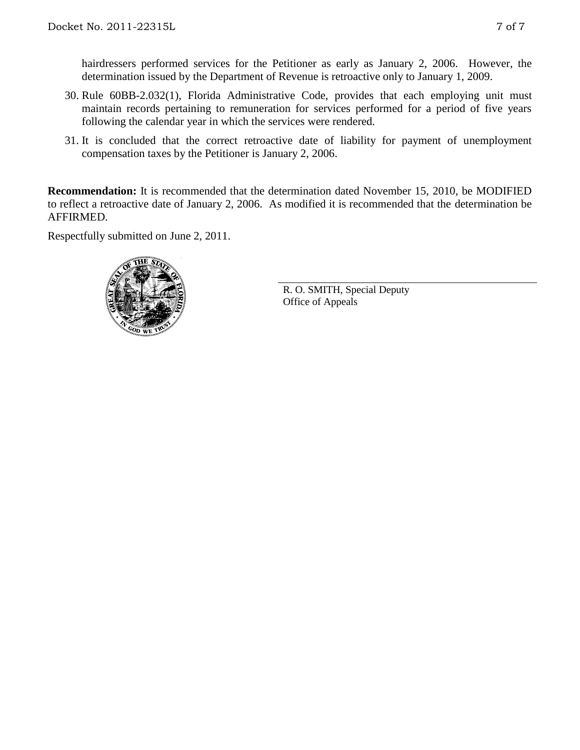hairdressers performed services for the Petitioner as early as January 2, 2006. However, the determination issued by the Department of Revenue is retroactive only to January 1, 2009.

30. Rule 60BB-2.032(1), Florida Administrative Code, provides that each employing unit must maintain records pertaining to remuneration for services performed for a period of five years following the calendar year in which the services were rendered.
31. It is concluded that the correct retroactive date of liability for payment of unemployment compensation taxes by the Petitioner is January 2, 2006.

**Recommendation:** It is recommended that the determination dated November 15, 2010, be MODIFIED to reflect a retroactive date of January 2, 2006. As modified it is recommended that the determination be AFFIRMED.

Respectfully submitted on June 2, 2011.

R. O. SMITH, Special Deputy
Office of Appeals